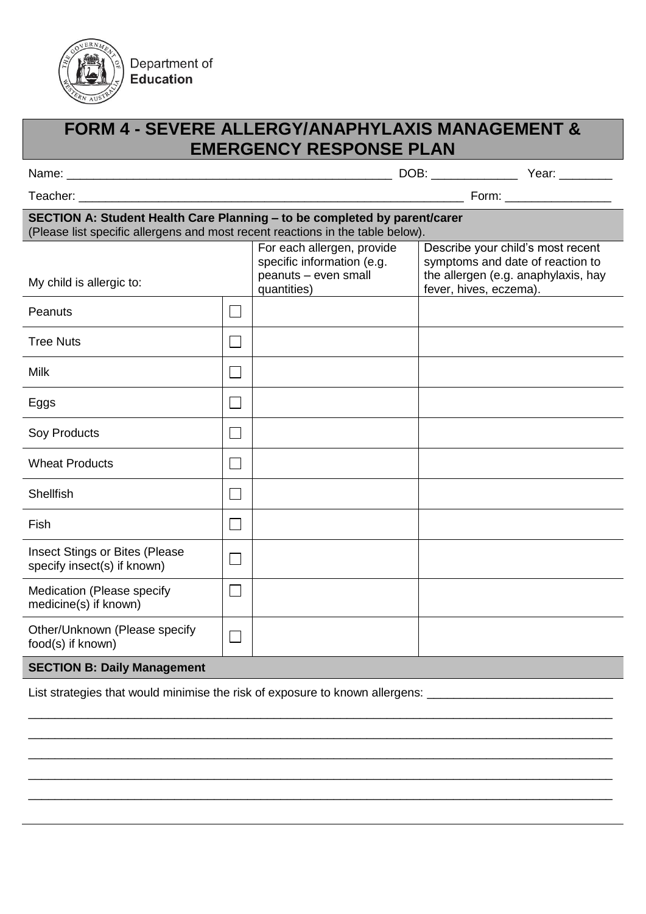Department of **Education**

# FORM 4 - SEVERE ALLERGY/ANAPHYLAXIS MANAGEMENT & EMERGENCY RESPONSE PLAN

Name: ________________________________________________ DOB: _____________ Year: ________

Teacher: ________________________________________________________ Form: ________________

**SECTION A: Student Health Care Planning – to be completed by parent/carer**
(Please list specific allergens and most recent reactions in the table below).

| My child is allergic to: | | For each allergen, provide specific information (e.g. peanuts – even small quantities) | Describe your child's most recent symptoms and date of reaction to the allergen (e.g. anaphylaxis, hay fever, hives, eczema). |
|---|---|---|---|
| Peanuts | ☐ | | |
| Tree Nuts | ☐ | | |
| Milk | ☐ | | |
| Eggs | ☐ | | |
| Soy Products | ☐ | | |
| Wheat Products | ☐ | | |
| Shellfish | ☐ | | |
| Fish | ☐ | | |
| Insect Stings or Bites (Please specify insect(s) if known) | ☐ | | |
| Medication (Please specify medicine(s) if known) | ☐ | | |
| Other/Unknown (Please specify food(s) if known) | ☐ | | |

**SECTION B: Daily Management**

List strategies that would minimise the risk of exposure to known allergens: ___________________________

_____________________________________________________________________________________

_____________________________________________________________________________________

_____________________________________________________________________________________

_____________________________________________________________________________________

_____________________________________________________________________________________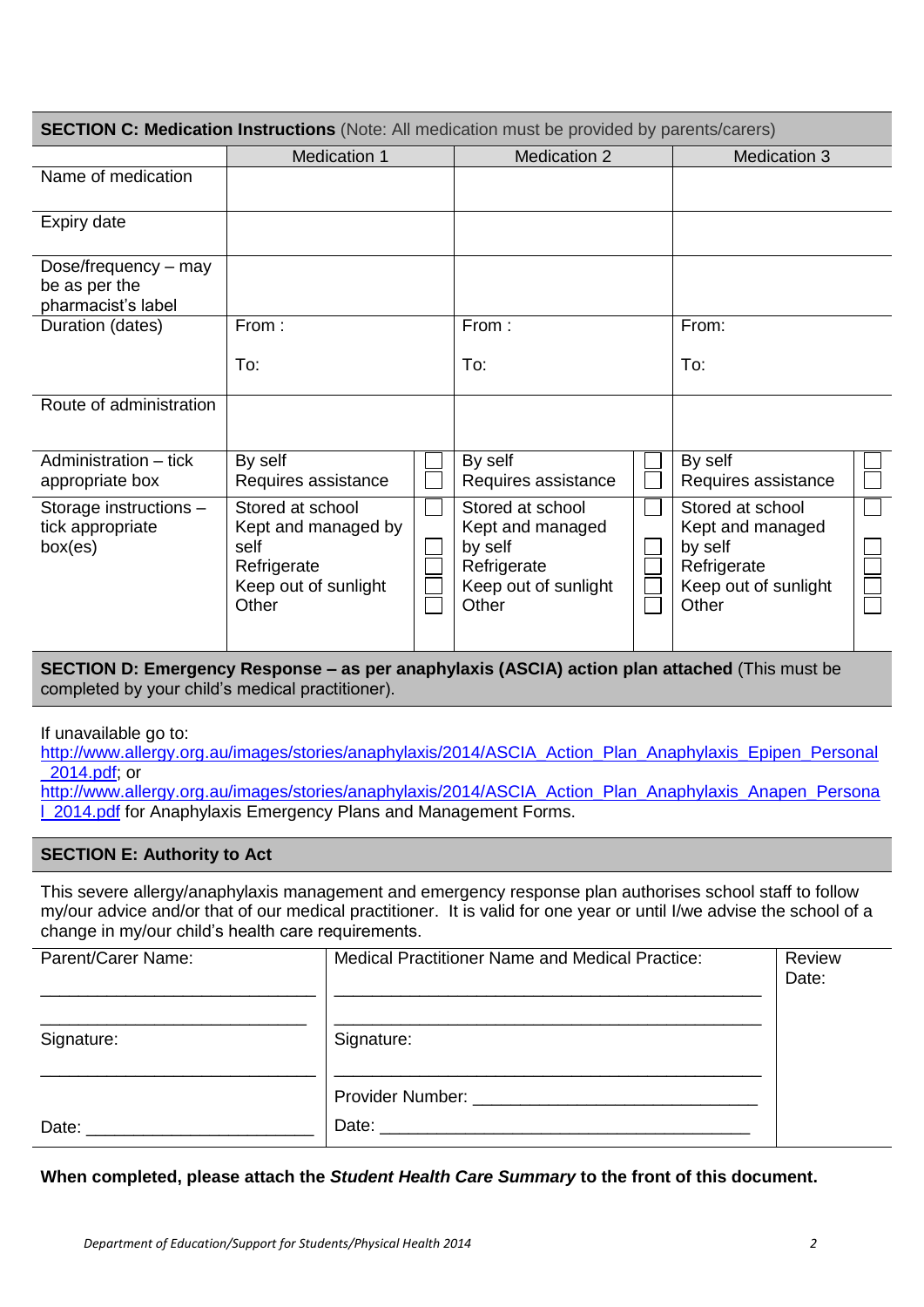## SECTION C: Medication Instructions (Note: All medication must be provided by parents/carers)

| | Medication 1 | | Medication 2 | | Medication 3 | |
|---|---|---|---|---|---|---|
| Name of medication | | | | | | |
| Expiry date | | | | | | |
| Dose/frequency – may be as per the pharmacist's label | | | | | | |
| Duration (dates) | From :<br><br>To: | | From :<br><br>To: | | From:<br><br>To: | |
| Route of administration | | | | | | |
| Administration – tick appropriate box | By self<br>Requires assistance | ☐<br>☐ | By self<br>Requires assistance | ☐<br>☐ | By self<br>Requires assistance | ☐<br>☐ |
| Storage instructions – tick appropriate box(es) | Stored at school<br>Kept and managed by self<br>Refrigerate<br>Keep out of sunlight<br>Other | ☐<br>☐<br>☐<br>☐<br>☐ | Stored at school<br>Kept and managed by self<br>Refrigerate<br>Keep out of sunlight<br>Other | ☐<br>☐<br>☐<br>☐<br>☐ | Stored at school<br>Kept and managed by self<br>Refrigerate<br>Keep out of sunlight<br>Other | ☐<br>☐<br>☐<br>☐<br>☐ |

## SECTION D: Emergency Response – as per anaphylaxis (ASCIA) action plan attached (This must be completed by your child's medical practitioner).

If unavailable go to:
http://www.allergy.org.au/images/stories/anaphylaxis/2014/ASCIA_Action_Plan_Anaphylaxis_Epipen_Personal_2014.pdf; or
http://www.allergy.org.au/images/stories/anaphylaxis/2014/ASCIA_Action_Plan_Anaphylaxis_Anapen_Personal_2014.pdf for Anaphylaxis Emergency Plans and Management Forms.

## SECTION E: Authority to Act

This severe allergy/anaphylaxis management and emergency response plan authorises school staff to follow my/our advice and/or that of our medical practitioner. It is valid for one year or until I/we advise the school of a change in my/our child's health care requirements.

| Parent/Carer Name: | Medical Practitioner Name and Medical Practice: | Review Date: |
|---|---|---|
| ______________________________<br>______________________________ | ______________________________<br>______________________________ | |
| Signature:<br>______________________________ | Signature:<br>______________________________ | |
| Date: ________________________ | Provider Number: ______________________________<br>Date: ______________________________ | |

**When completed, please attach the *Student Health Care Summary* to the front of this document.**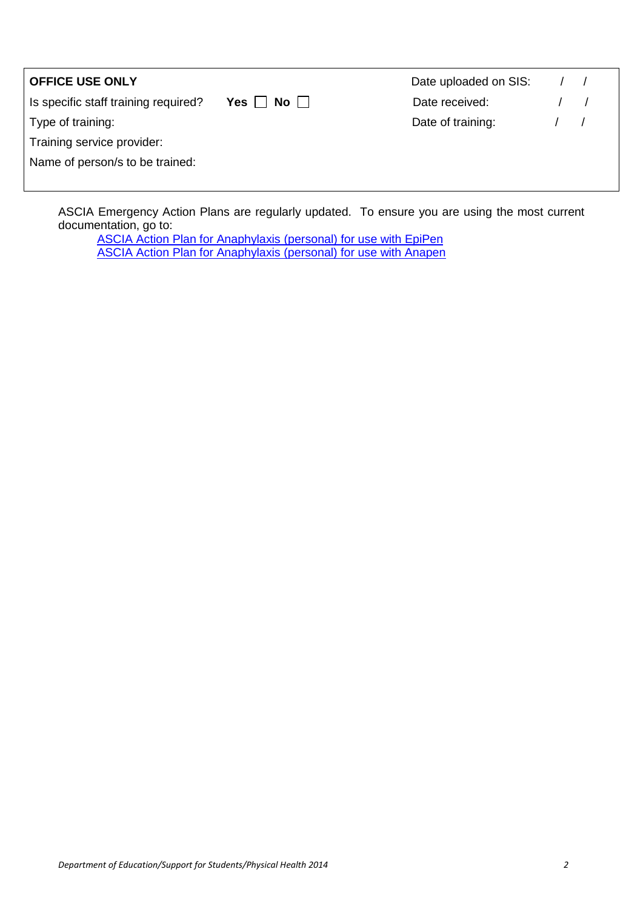| **OFFICE USE ONLY** | | Date uploaded on SIS: | / / |
|---|---|---|---|
| Is specific staff training required? | **Yes** ☐ **No** ☐ | Date received: | / / |
| Type of training: | | Date of training: | / / |
| Training service provider: | | | |
| Name of person/s to be trained: | | | |

ASCIA Emergency Action Plans are regularly updated. To ensure you are using the most current documentation, go to:

ASCIA Action Plan for Anaphylaxis (personal) for use with EpiPen
ASCIA Action Plan for Anaphylaxis (personal) for use with Anapen

*Department of Education/Support for Students/Physical Health 2014*